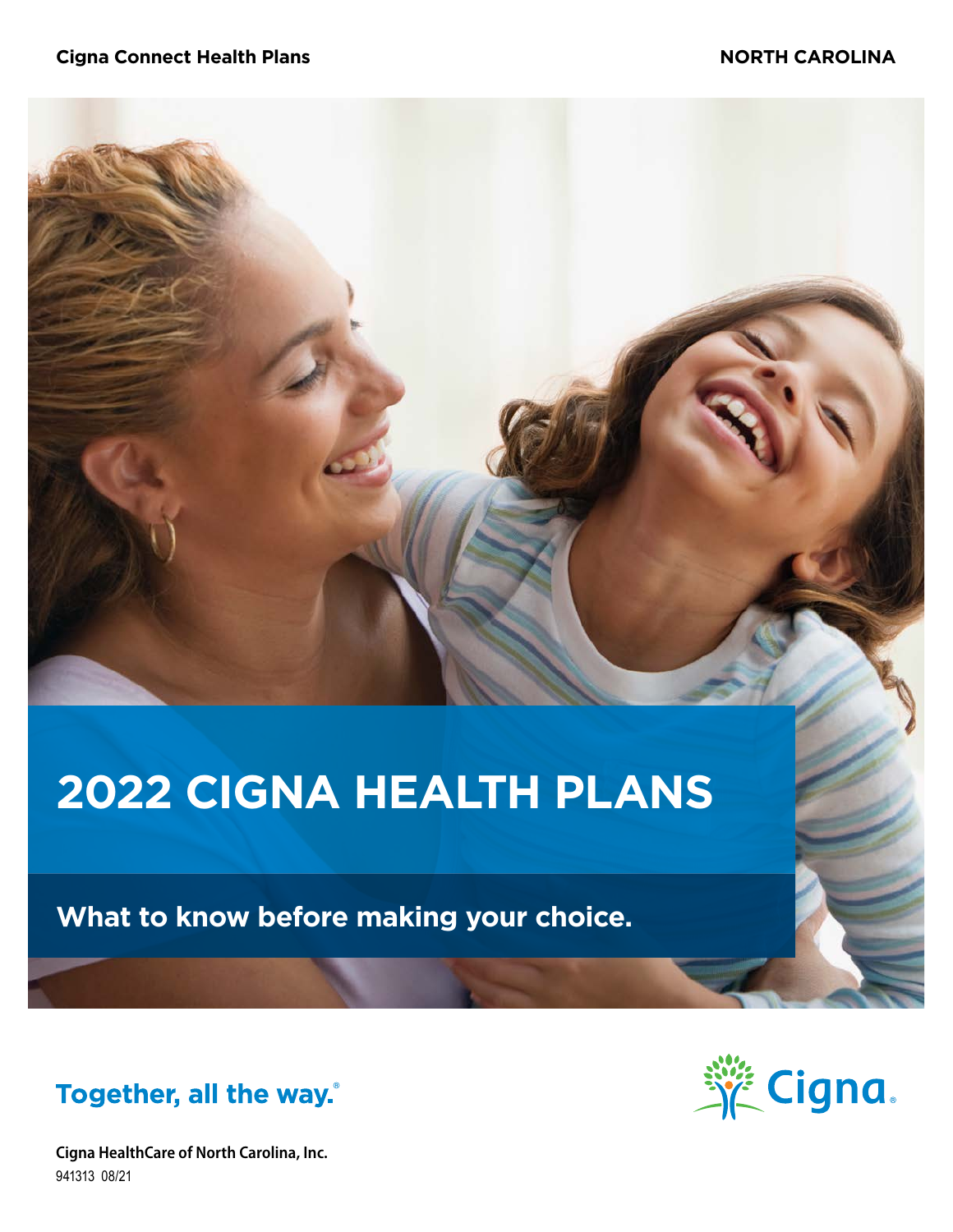**Cigna Connect Health Plans** **NORTH CAROLINA**

# 2022 CIGNA HEALTH PLANS

## What to know before making your choice.

**Together, all the way.®**

Cigna

**Cigna HealthCare of North Carolina, Inc.**

941313 08/21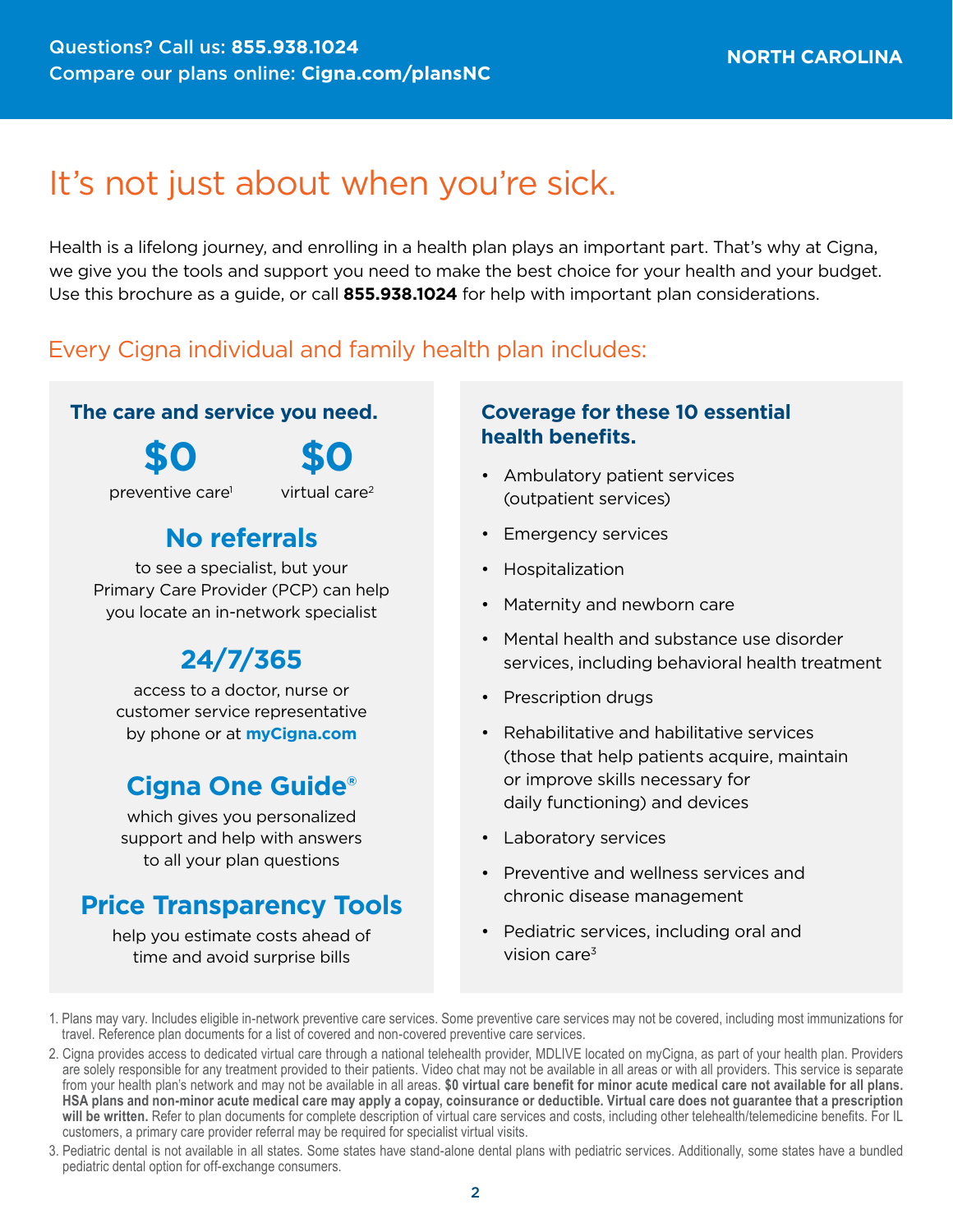Questions? Call us: **855.938.1024**
Compare our plans online: **Cigna.com/plansNC**

**NORTH CAROLINA**

# It's not just about when you're sick.

Health is a lifelong journey, and enrolling in a health plan plays an important part. That's why at Cigna, we give you the tools and support you need to make the best choice for your health and your budget. Use this brochure as a guide, or call **855.938.1024** for help with important plan considerations.

## Every Cigna individual and family health plan includes:

### The care and service you need.

**$0** preventive care[1]

**$0** virtual care[2]

**No referrals**
to see a specialist, but your Primary Care Provider (PCP) can help you locate an in-network specialist

**24/7/365**
access to a doctor, nurse or customer service representative by phone or at **myCigna.com**

**Cigna One Guide®**
which gives you personalized support and help with answers to all your plan questions

**Price Transparency Tools**
help you estimate costs ahead of time and avoid surprise bills

### Coverage for these 10 essential health benefits.

- Ambulatory patient services (outpatient services)
- Emergency services
- Hospitalization
- Maternity and newborn care
- Mental health and substance use disorder services, including behavioral health treatment
- Prescription drugs
- Rehabilitative and habilitative services (those that help patients acquire, maintain or improve skills necessary for daily functioning) and devices
- Laboratory services
- Preventive and wellness services and chronic disease management
- Pediatric services, including oral and vision care[3]

1. Plans may vary. Includes eligible in-network preventive care services. Some preventive care services may not be covered, including most immunizations for travel. Reference plan documents for a list of covered and non-covered preventive care services.
2. Cigna provides access to dedicated virtual care through a national telehealth provider, MDLIVE located on myCigna, as part of your health plan. Providers are solely responsible for any treatment provided to their patients. Video chat may not be available in all areas or with all providers. This service is separate from your health plan's network and may not be available in all areas. **$0 virtual care benefit for minor acute medical care not available for all plans. HSA plans and non-minor acute medical care may apply a copay, coinsurance or deductible. Virtual care does not guarantee that a prescription will be written.** Refer to plan documents for complete description of virtual care services and costs, including other telehealth/telemedicine benefits. For IL customers, a primary care provider referral may be required for specialist virtual visits.
3. Pediatric dental is not available in all states. Some states have stand-alone dental plans with pediatric services. Additionally, some states have a bundled pediatric dental option for off-exchange consumers.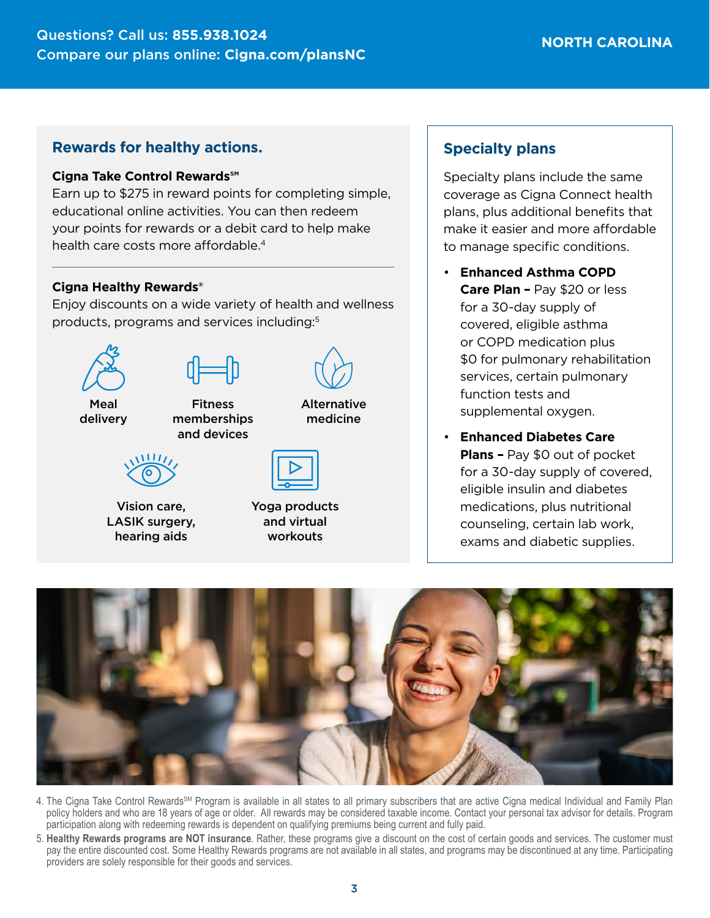## Rewards for healthy actions.

**Cigna Take Control Rewards℠**

Earn up to $275 in reward points for completing simple, educational online activities. You can then redeem your points for rewards or a debit card to help make health care costs more affordable.[4]

**Cigna Healthy Rewards®**

Enjoy discounts on a wide variety of health and wellness products, programs and services including:[5]

- Meal delivery
- Fitness memberships and devices
- Alternative medicine
- Vision care, LASIK surgery, hearing aids
- Yoga products and virtual workouts

## Specialty plans

Specialty plans include the same coverage as Cigna Connect health plans, plus additional benefits that make it easier and more affordable to manage specific conditions.

- **Enhanced Asthma COPD Care Plan –** Pay $20 or less for a 30-day supply of covered, eligible asthma or COPD medication plus $0 for pulmonary rehabilitation services, certain pulmonary function tests and supplemental oxygen.
- **Enhanced Diabetes Care Plans –** Pay $0 out of pocket for a 30-day supply of covered, eligible insulin and diabetes medications, plus nutritional counseling, certain lab work, exams and diabetic supplies.

4. The Cigna Take Control Rewards℠ Program is available in all states to all primary subscribers that are active Cigna medical Individual and Family Plan policy holders and who are 18 years of age or older. All rewards may be considered taxable income. Contact your personal tax advisor for details. Program participation along with redeeming rewards is dependent on qualifying premiums being current and fully paid.
5. **Healthy Rewards programs are NOT insurance**. Rather, these programs give a discount on the cost of certain goods and services. The customer must pay the entire discounted cost. Some Healthy Rewards programs are not available in all states, and programs may be discontinued at any time. Participating providers are solely responsible for their goods and services.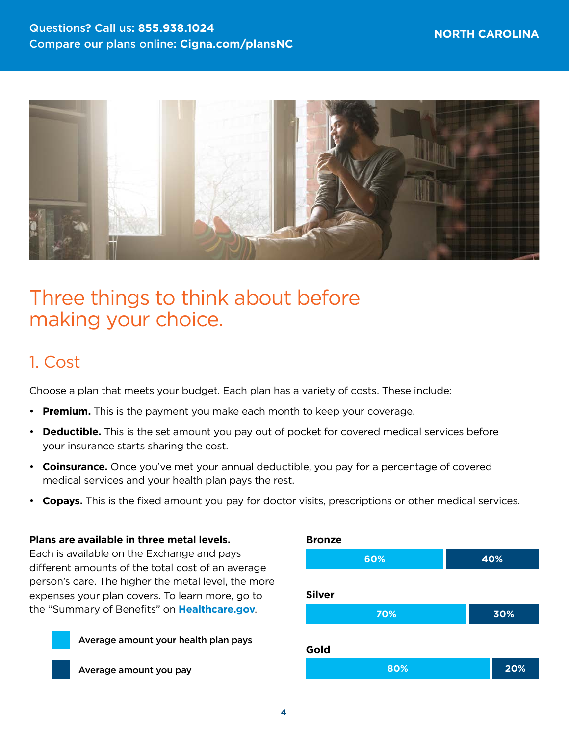# Three things to think about before making your choice.

## 1. Cost

Choose a plan that meets your budget. Each plan has a variety of costs. These include:

- **Premium.** This is the payment you make each month to keep your coverage.
- **Deductible.** This is the set amount you pay out of pocket for covered medical services before your insurance starts sharing the cost.
- **Coinsurance.** Once you've met your annual deductible, you pay for a percentage of covered medical services and your health plan pays the rest.
- **Copays.** This is the fixed amount you pay for doctor visits, prescriptions or other medical services.

**Plans are available in three metal levels.**
Each is available on the Exchange and pays different amounts of the total cost of an average person's care. The higher the metal level, the more expenses your plan covers. To learn more, go to the "Summary of Benefits" on **Healthcare.gov**.

| Metal level | Average amount your health plan pays | Average amount you pay |
| --- | --- | --- |
| Bronze | 60% | 40% |
| Silver | 70% | 30% |
| Gold | 80% | 20% |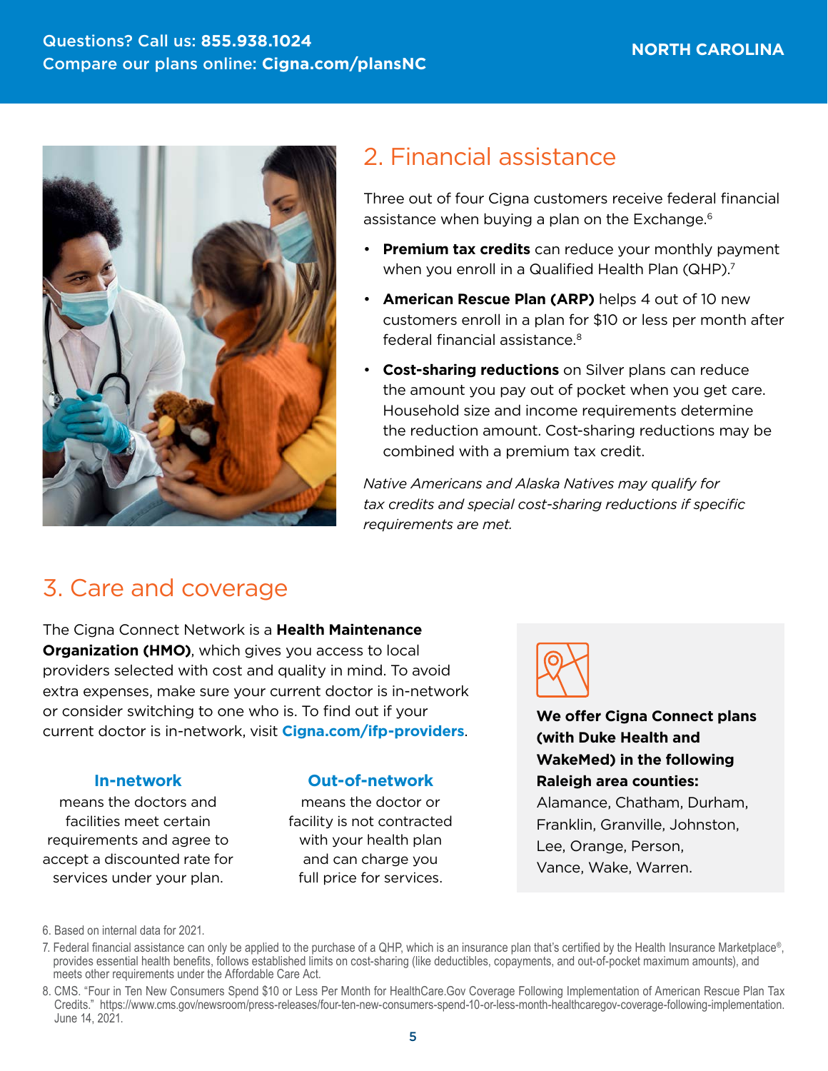## 2. Financial assistance

Three out of four Cigna customers receive federal financial assistance when buying a plan on the Exchange.[6]

- **Premium tax credits** can reduce your monthly payment when you enroll in a Qualified Health Plan (QHP).[7]
- **American Rescue Plan (ARP)** helps 4 out of 10 new customers enroll in a plan for $10 or less per month after federal financial assistance.[8]
- **Cost-sharing reductions** on Silver plans can reduce the amount you pay out of pocket when you get care. Household size and income requirements determine the reduction amount. Cost-sharing reductions may be combined with a premium tax credit.

*Native Americans and Alaska Natives may qualify for tax credits and special cost-sharing reductions if specific requirements are met.*

## 3. Care and coverage

The Cigna Connect Network is a **Health Maintenance Organization (HMO)**, which gives you access to local providers selected with cost and quality in mind. To avoid extra expenses, make sure your current doctor is in-network or consider switching to one who is. To find out if your current doctor is in-network, visit **Cigna.com/ifp-providers**.

**In-network** means the doctors and facilities meet certain requirements and agree to accept a discounted rate for services under your plan.

**Out-of-network** means the doctor or facility is not contracted with your health plan and can charge you full price for services.

**We offer Cigna Connect plans (with Duke Health and WakeMed) in the following Raleigh area counties:**
Alamance, Chatham, Durham, Franklin, Granville, Johnston, Lee, Orange, Person, Vance, Wake, Warren.

6. Based on internal data for 2021.

7. Federal financial assistance can only be applied to the purchase of a QHP, which is an insurance plan that's certified by the Health Insurance Marketplace®, provides essential health benefits, follows established limits on cost-sharing (like deductibles, copayments, and out-of-pocket maximum amounts), and meets other requirements under the Affordable Care Act.

8. CMS. "Four in Ten New Consumers Spend $10 or Less Per Month for HealthCare.Gov Coverage Following Implementation of American Rescue Plan Tax Credits." https://www.cms.gov/newsroom/press-releases/four-ten-new-consumers-spend-10-or-less-month-healthcaregov-coverage-following-implementation. June 14, 2021.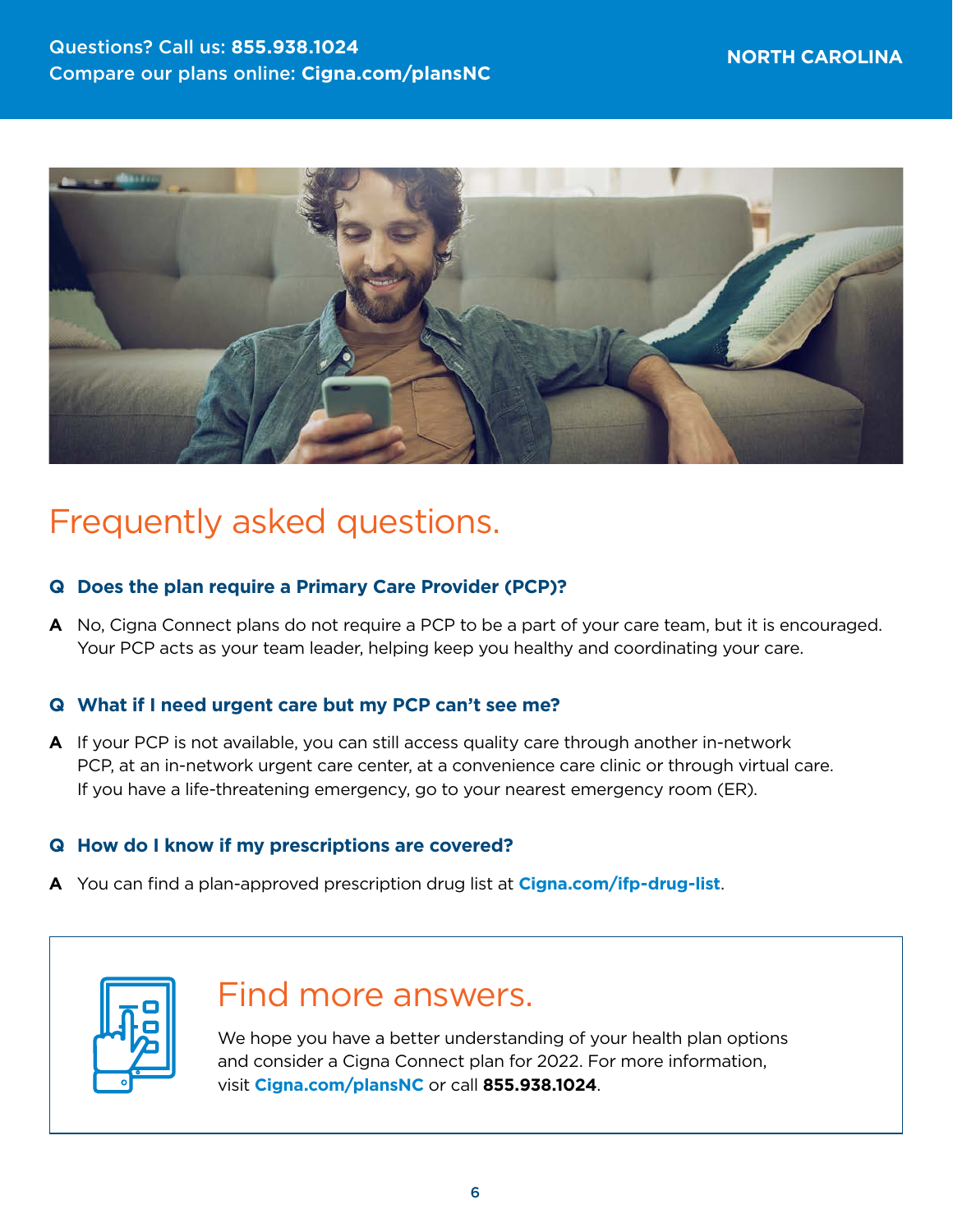# Frequently asked questions.

**Q Does the plan require a Primary Care Provider (PCP)?**

**A** No, Cigna Connect plans do not require a PCP to be a part of your care team, but it is encouraged. Your PCP acts as your team leader, helping keep you healthy and coordinating your care.

**Q What if I need urgent care but my PCP can't see me?**

**A** If your PCP is not available, you can still access quality care through another in-network PCP, at an in-network urgent care center, at a convenience care clinic or through virtual care. If you have a life-threatening emergency, go to your nearest emergency room (ER).

**Q How do I know if my prescriptions are covered?**

**A** You can find a plan-approved prescription drug list at **Cigna.com/ifp-drug-list**.

## Find more answers.

We hope you have a better understanding of your health plan options and consider a Cigna Connect plan for 2022. For more information, visit **Cigna.com/plansNC** or call **855.938.1024**.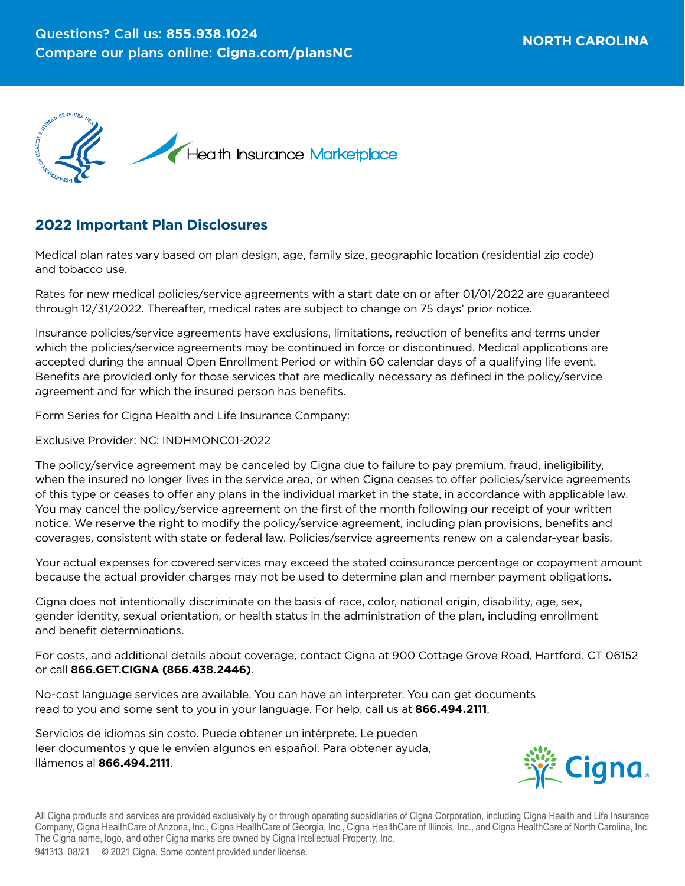Questions? Call us: **855.938.1024**
Compare our plans online: **Cigna.com/plansNC**

**NORTH CAROLINA**

Health Insurance Marketplace

## 2022 Important Plan Disclosures

Medical plan rates vary based on plan design, age, family size, geographic location (residential zip code) and tobacco use.

Rates for new medical policies/service agreements with a start date on or after 01/01/2022 are guaranteed through 12/31/2022. Thereafter, medical rates are subject to change on 75 days' prior notice.

Insurance policies/service agreements have exclusions, limitations, reduction of benefits and terms under which the policies/service agreements may be continued in force or discontinued. Medical applications are accepted during the annual Open Enrollment Period or within 60 calendar days of a qualifying life event. Benefits are provided only for those services that are medically necessary as defined in the policy/service agreement and for which the insured person has benefits.

Form Series for Cigna Health and Life Insurance Company:

Exclusive Provider: NC: INDHMONC01-2022

The policy/service agreement may be canceled by Cigna due to failure to pay premium, fraud, ineligibility, when the insured no longer lives in the service area, or when Cigna ceases to offer policies/service agreements of this type or ceases to offer any plans in the individual market in the state, in accordance with applicable law. You may cancel the policy/service agreement on the first of the month following our receipt of your written notice. We reserve the right to modify the policy/service agreement, including plan provisions, benefits and coverages, consistent with state or federal law. Policies/service agreements renew on a calendar-year basis.

Your actual expenses for covered services may exceed the stated coinsurance percentage or copayment amount because the actual provider charges may not be used to determine plan and member payment obligations.

Cigna does not intentionally discriminate on the basis of race, color, national origin, disability, age, sex, gender identity, sexual orientation, or health status in the administration of the plan, including enrollment and benefit determinations.

For costs, and additional details about coverage, contact Cigna at 900 Cottage Grove Road, Hartford, CT 06152 or call **866.GET.CIGNA (866.438.2446)**.

No-cost language services are available. You can have an interpreter. You can get documents read to you and some sent to you in your language. For help, call us at **866.494.2111**.

Servicios de idiomas sin costo. Puede obtener un intérprete. Le pueden leer documentos y que le envíen algunos en español. Para obtener ayuda, llámenos al **866.494.2111**.

All Cigna products and services are provided exclusively by or through operating subsidiaries of Cigna Corporation, including Cigna Health and Life Insurance Company, Cigna HealthCare of Arizona, Inc., Cigna HealthCare of Georgia, Inc., Cigna HealthCare of Illinois, Inc., and Cigna HealthCare of North Carolina, Inc. The Cigna name, logo, and other Cigna marks are owned by Cigna Intellectual Property, Inc.

941313 08/21 © 2021 Cigna. Some content provided under license.